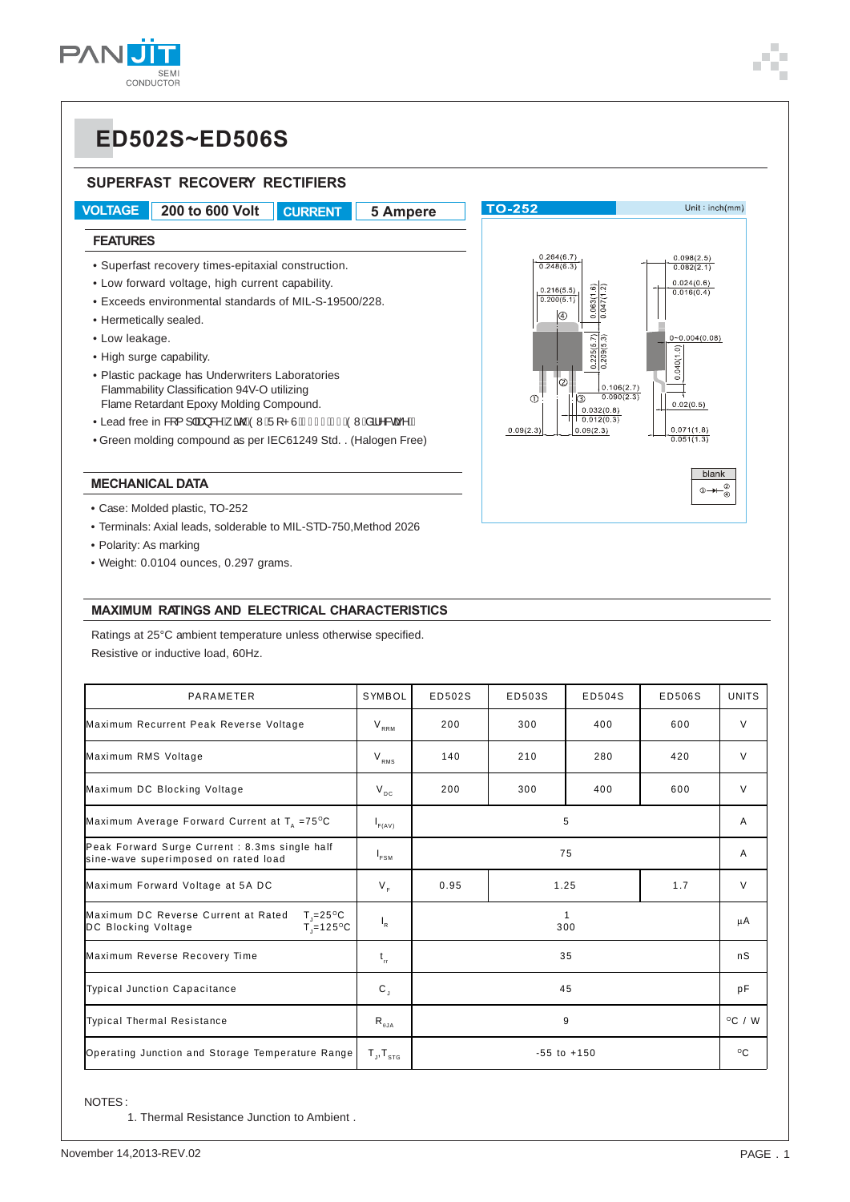# ED502S~ED506S

## SUPERFAST RECOVERY RECTIFIERS

**VOLTAGE** 200 to 600 Volt **CURRENT** 5 Ampere

### FEATURES

- Superfast recovery times-epitaxial construction.
- Low forward voltage, high current capability.
- Exceeds environmental standards of MIL-S-19500/228.
- Hermetically sealed.
- Low leakage.
- High surge capability.
- Plastic package has Underwriters Laboratories Flammability Classification 94V-O utilizing Flame Retardant Epoxy Molding Compound.
- Lead free in FRP SOLDQFHZLWK( 8 5R+ 6 ( 8 GLUHFWLYH
- Green molding compound as per IEC61249 Std. . (Halogen Free)

TO-252

Unit : inch(mm)

0.264(6.7)
0.248(6.3)
0.216(5.5)
0.200(5.1)
0.063(1.6)
0.047(1.2)
0.098(2.5)
0.082(2.1)
0.024(0.6)
0.016(0.4)
0~0.004(0.08)
0.225(5.7)
0.209(5.3)
0.040(1.0)
0.106(2.7)
0.090(2.3)
0.02(0.5)
0.032(0.8)
0.012(0.3)
0.09(2.3)
0.09(2.3)
0.071(1.8)
0.051(1.3)
blank

### MECHANICAL DATA

- Case: Molded plastic, TO-252
- Terminals: Axial leads, solderable to MIL-STD-750,Method 2026
- Polarity: As marking
- Weight: 0.0104 ounces, 0.297 grams.

### MAXIMUM RATINGS AND ELECTRICAL CHARACTERISTICS

Ratings at 25°C ambient temperature unless otherwise specified.
Resistive or inductive load, 60Hz.

| PARAMETER | SYMBOL | ED502S | ED503S | ED504S | ED506S | UNITS |
|---|---|---|---|---|---|---|
| Maximum Recurrent Peak Reverse Voltage | $V_{RRM}$ | 200 | 300 | 400 | 600 | V |
| Maximum RMS Voltage | $V_{RMS}$ | 140 | 210 | 280 | 420 | V |
| Maximum DC Blocking Voltage | $V_{DC}$ | 200 | 300 | 400 | 600 | V |
| Maximum Average Forward Current at $T_A$ =75°C | $I_{F(AV)}$ | 5 | | | | A |
| Peak Forward Surge Current : 8.3ms single half sine-wave superimposed on rated load | $I_{FSM}$ | 75 | | | | A |
| Maximum Forward Voltage at 5A DC | $V_F$ | 0.95 | 1.25 | | 1.7 | V |
| Maximum DC Reverse Current at Rated DC Blocking Voltage $T_J$=25°C / $T_J$=125°C | $I_R$ | 1 / 300 | | | | μA |
| Maximum Reverse Recovery Time | $t_{rr}$ | 35 | | | | nS |
| Typical Junction Capacitance | $C_J$ | 45 | | | | pF |
| Typical Thermal Resistance | $R_{\theta JA}$ | 9 | | | | °C / W |
| Operating Junction and Storage Temperature Range | $T_J$,$T_{STG}$ | -55 to +150 | | | | °C |

NOTES:

1. Thermal Resistance Junction to Ambient .

November 14,2013-REV.02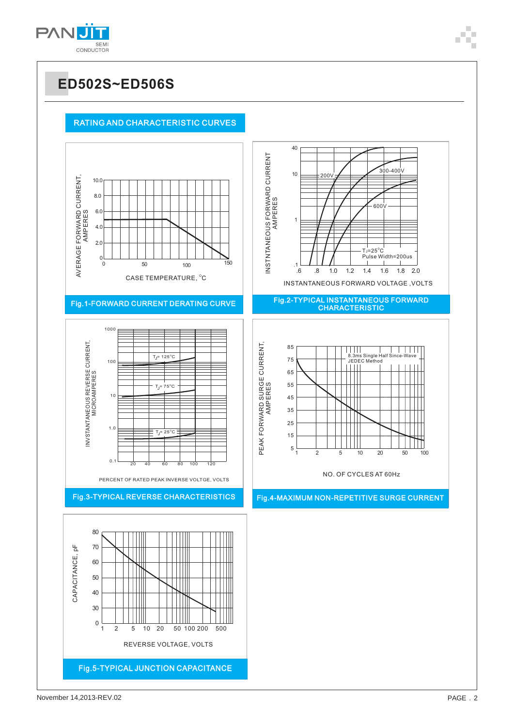# ED502S~ED506S

## RATING AND CHARACTERISTIC CURVES

AVERAGE FORWARD CURRENT, AMPERES
10.0
8.0
6.0
4.0
2.0
0
0
50
100
150
CASE TEMPERATURE, °C

Fig.1-FORWARD CURRENT DERATING CURVE

INSTNTANEOUS FORWARD CURRENT AMPERES
40
10
1
.1
200V
300-400V
600V
$T_J$=25°C
Pulse Width=200us
.6
.8
1.0
1.2
1.4
1.6
1.8
2.0
INSTANTANEOUS FORWARD VOLTAGE ,VOLTS

Fig.2-TYPICAL INSTANTANEOUS FORWARD CHARACTERISTIC

INVSTANTANEOUS REVERSE CURRENT, MICROAMPERES
1000
100
10
1.0
0.1
$T_J$= 125°C
$T_J$= 75°C
$T_J$= 25°C
20
40
60
80
100
120
PERCENT OF RATED PEAK INVERSE VOLTGE, VOLTS

Fig.3-TYPICAL REVERSE CHARACTERISTICS

PEAK FORWARD SURGE CURRENT, AMPERES
85
75
65
55
45
35
25
15
5
8.3ms Single Half Since-Wave
JEDEC Method
1
2
5
10
20
50
100
NO. OF CYCLES AT 60Hz

Fig.4-MAXIMUM NON-REPETITIVE SURGE CURRENT

CAPACITANCE, pF
80
70
60
50
40
30
0
1
2
5
10
20
50
100
200
500
REVERSE VOLTAGE, VOLTS

Fig.5-TYPICAL JUNCTION CAPACITANCE

November 14,2013-REV.02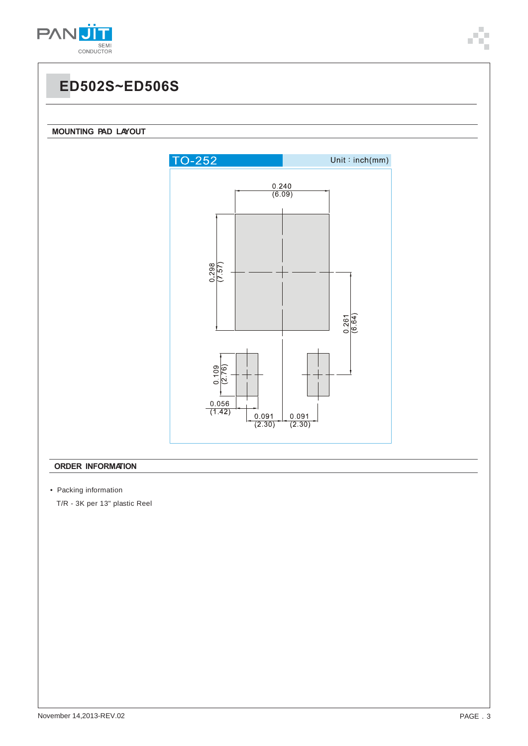# ED502S~ED506S

## MOUNTING PAD LAYOUT

TO-252

Unit：inch(mm)

0.240
(6.09)

0.298
(7.57)

0.261
(6.64)

0.109
(2.76)

0.056
(1.42)

0.091
(2.30)

0.091
(2.30)

## ORDER INFORMATION

- Packing information

  T/R - 3K per 13" plastic Reel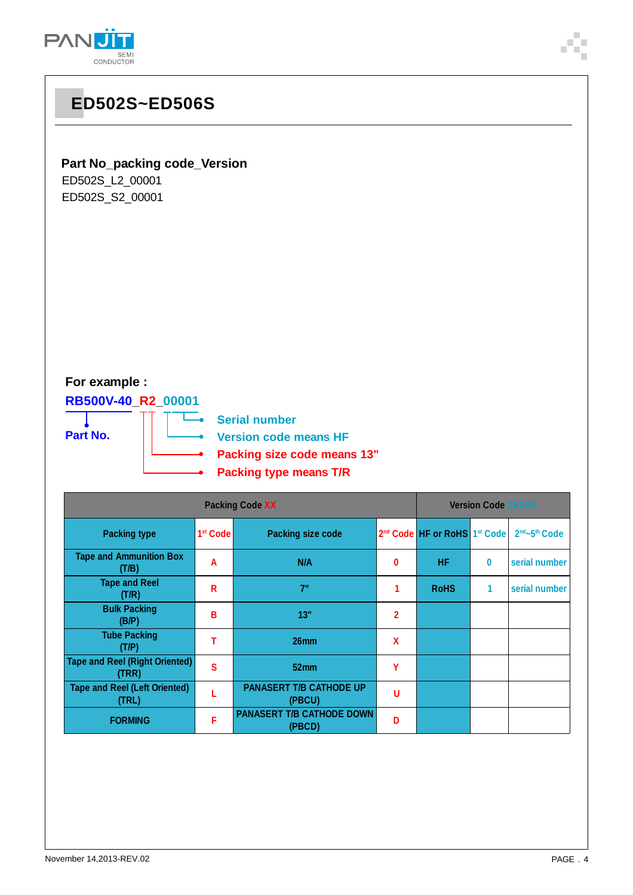# ED502S~ED506S

**Part No_packing code_Version**

ED502S_L2_00001
ED502S_S2_00001

**For example :**

**RB500V-40_R2_00001**

**Part No.**

**Serial number**
**Version code means HF**
**Packing size code means 13"**
**Packing type means T/R**

| Packing Code XX | | | | Version Code XXXXX | | |
|---|---|---|---|---|---|---|
| Packing type | 1st Code | Packing size code | 2nd Code | HF or RoHS | 1st Code | 2nd~5th Code |
| Tape and Ammunition Box (T/B) | A | N/A | 0 | HF | 0 | serial number |
| Tape and Reel (T/R) | R | 7" | 1 | RoHS | 1 | serial number |
| Bulk Packing (B/P) | B | 13" | 2 | | | |
| Tube Packing (T/P) | T | 26mm | X | | | |
| Tape and Reel (Right Oriented) (TRR) | S | 52mm | Y | | | |
| Tape and Reel (Left Oriented) (TRL) | L | PANASERT T/B CATHODE UP (PBCU) | U | | | |
| FORMING | F | PANASERT T/B CATHODE DOWN (PBCD) | D | | | |

November 14,2013-REV.02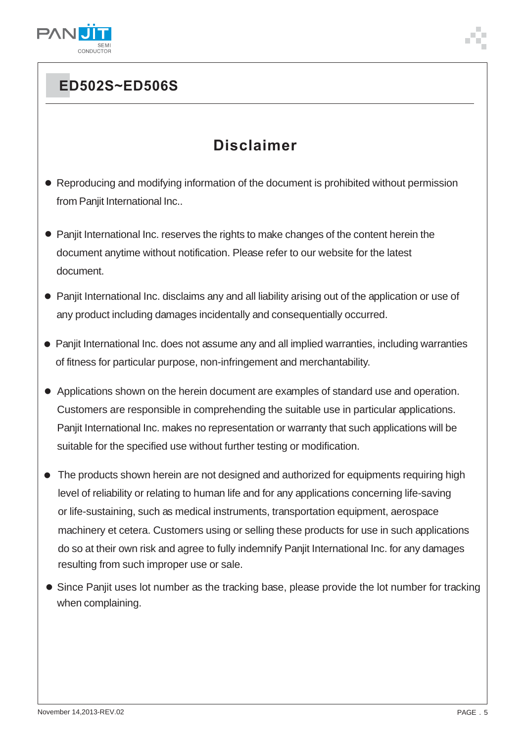# ED502S~ED506S

## Disclaimer

- Reproducing and modifying information of the document is prohibited without permission from Panjit International Inc..
- Panjit International Inc. reserves the rights to make changes of the content herein the document anytime without notification. Please refer to our website for the latest document.
- Panjit International Inc. disclaims any and all liability arising out of the application or use of any product including damages incidentally and consequentially occurred.
- Panjit International Inc. does not assume any and all implied warranties, including warranties of fitness for particular purpose, non-infringement and merchantability.
- Applications shown on the herein document are examples of standard use and operation. Customers are responsible in comprehending the suitable use in particular applications. Panjit International Inc. makes no representation or warranty that such applications will be suitable for the specified use without further testing or modification.
- The products shown herein are not designed and authorized for equipments requiring high level of reliability or relating to human life and for any applications concerning life-saving or life-sustaining, such as medical instruments, transportation equipment, aerospace machinery et cetera. Customers using or selling these products for use in such applications do so at their own risk and agree to fully indemnify Panjit International Inc. for any damages resulting from such improper use or sale.
- Since Panjit uses lot number as the tracking base, please provide the lot number for tracking when complaining.

November 14,2013-REV.02